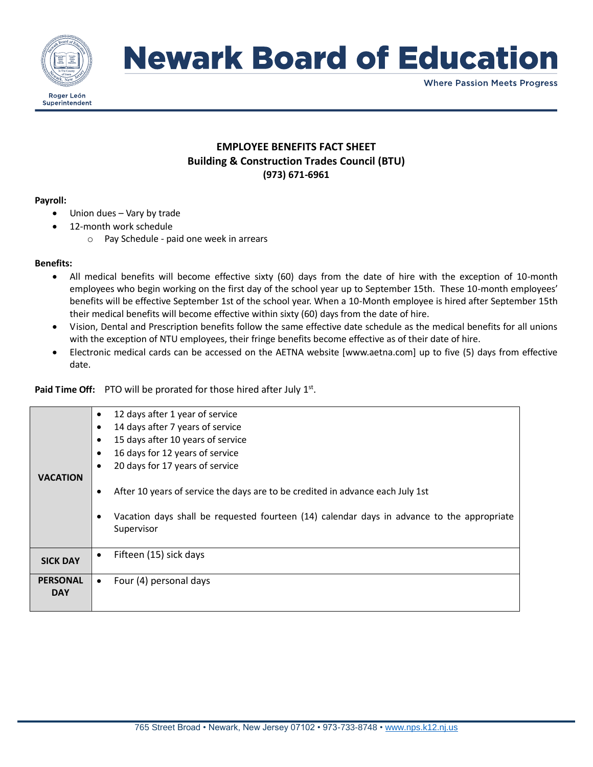# Newark Board of Education

Where Passion Meets Progress

Roger León
Superintendent

## EMPLOYEE BENEFITS FACT SHEET
## Building & Construction Trades Council (BTU)
## (973) 671-6961

**Payroll:**

- Union dues – Vary by trade
- 12-month work schedule
  - Pay Schedule - paid one week in arrears

**Benefits:**

- All medical benefits will become effective sixty (60) days from the date of hire with the exception of 10-month employees who begin working on the first day of the school year up to September 15th. These 10-month employees' benefits will be effective September 1st of the school year. When a 10-Month employee is hired after September 15th their medical benefits will become effective within sixty (60) days from the date of hire.
- Vision, Dental and Prescription benefits follow the same effective date schedule as the medical benefits for all unions with the exception of NTU employees, their fringe benefits become effective as of their date of hire.
- Electronic medical cards can be accessed on the AETNA website [www.aetna.com] up to five (5) days from effective date.

**Paid Time Off:** PTO will be prorated for those hired after July 1st.

| | |
|---|---|
| **VACATION** | • 12 days after 1 year of service<br>• 14 days after 7 years of service<br>• 15 days after 10 years of service<br>• 16 days for 12 years of service<br>• 20 days for 17 years of service<br><br>• After 10 years of service the days are to be credited in advance each July 1st<br><br>• Vacation days shall be requested fourteen (14) calendar days in advance to the appropriate Supervisor |
| **SICK DAY** | • Fifteen (15) sick days |
| **PERSONAL DAY** | • Four (4) personal days |

765 Street Broad • Newark, New Jersey 07102 • 973-733-8748 • www.nps.k12.nj.us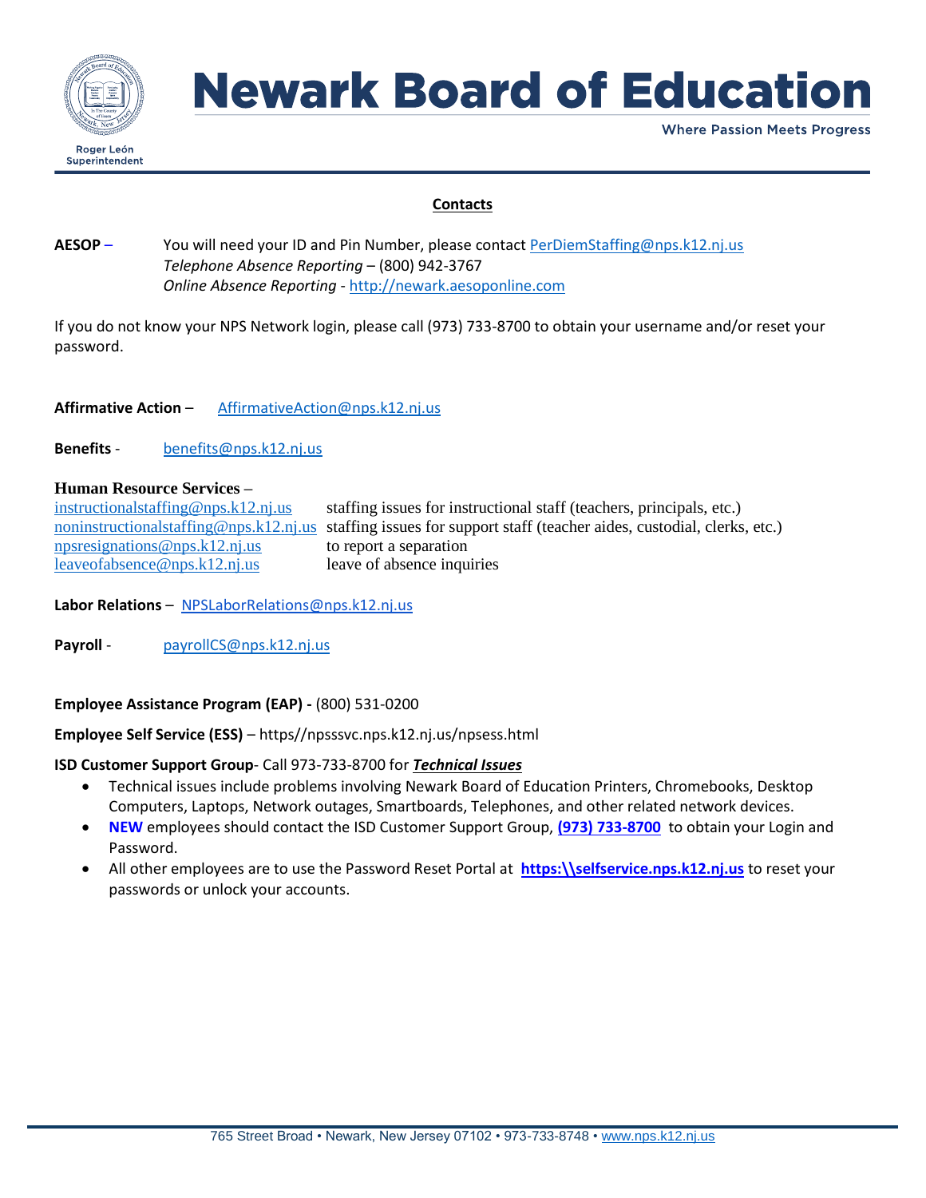# Newark Board of Education

Where Passion Meets Progress

Roger León
Superintendent

## Contacts

**AESOP** – You will need your ID and Pin Number, please contact PerDiemStaffing@nps.k12.nj.us
*Telephone Absence Reporting* – (800) 942-3767
*Online Absence Reporting* - http://newark.aesoponline.com

If you do not know your NPS Network login, please call (973) 733-8700 to obtain your username and/or reset your password.

**Affirmative Action** – AffirmativeAction@nps.k12.nj.us

**Benefits** - benefits@nps.k12.nj.us

**Human Resource Services** –

| | |
|---|---|
| instructionalstaffing@nps.k12.nj.us | staffing issues for instructional staff (teachers, principals, etc.) |
| noninstructionalstaffing@nps.k12.nj.us | staffing issues for support staff (teacher aides, custodial, clerks, etc.) |
| npsresignations@nps.k12.nj.us | to report a separation |
| leaveofabsence@nps.k12.nj.us | leave of absence inquiries |

**Labor Relations** – NPSLaborRelations@nps.k12.nj.us

**Payroll** - payrollCS@nps.k12.nj.us

**Employee Assistance Program (EAP) -** (800) 531-0200

**Employee Self Service (ESS)** – https//npsssvc.nps.k12.nj.us/npsess.html

**ISD Customer Support Group**- Call 973-733-8700 for ***Technical Issues***

- Technical issues include problems involving Newark Board of Education Printers, Chromebooks, Desktop Computers, Laptops, Network outages, Smartboards, Telephones, and other related network devices.
- **NEW** employees should contact the ISD Customer Support Group, **(973) 733-8700** to obtain your Login and Password.
- All other employees are to use the Password Reset Portal at **https:\\selfservice.nps.k12.nj.us** to reset your passwords or unlock your accounts.

765 Street Broad • Newark, New Jersey 07102 • 973-733-8748 • www.nps.k12.nj.us